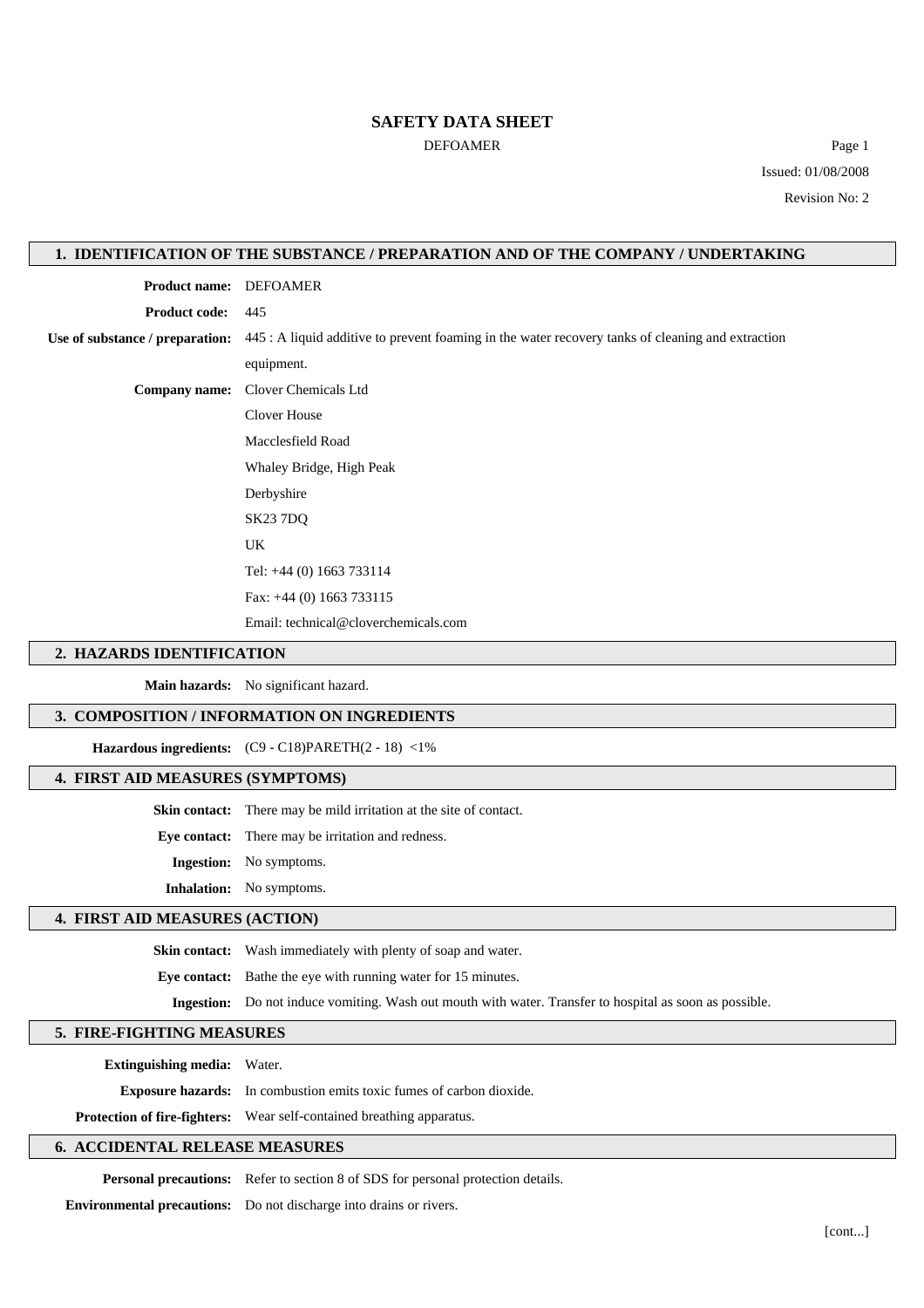# SAFETY DATA SHEET

DEFOAMER

Issued: 01/08/2008

Revision No: 2

## 1. IDENTIFICATION OF THE SUBSTANCE / PREPARATION AND OF THE COMPANY / UNDERTAKING

**Product name:** DEFOAMER

**Product code:** 445

**Use of substance / preparation:** 445 : A liquid additive to prevent foaming in the water recovery tanks of cleaning and extraction equipment.

**Company name:** Clover Chemicals Ltd
Clover House
Macclesfield Road
Whaley Bridge, High Peak
Derbyshire
SK23 7DQ
UK
Tel: +44 (0) 1663 733114
Fax: +44 (0) 1663 733115
Email: technical@cloverchemicals.com

## 2. HAZARDS IDENTIFICATION

**Main hazards:** No significant hazard.

## 3. COMPOSITION / INFORMATION ON INGREDIENTS

**Hazardous ingredients:** (C9 - C18)PARETH(2 - 18) <1%

## 4. FIRST AID MEASURES (SYMPTOMS)

**Skin contact:** There may be mild irritation at the site of contact.

**Eye contact:** There may be irritation and redness.

**Ingestion:** No symptoms.

**Inhalation:** No symptoms.

## 4. FIRST AID MEASURES (ACTION)

**Skin contact:** Wash immediately with plenty of soap and water.

**Eye contact:** Bathe the eye with running water for 15 minutes.

**Ingestion:** Do not induce vomiting. Wash out mouth with water. Transfer to hospital as soon as possible.

## 5. FIRE-FIGHTING MEASURES

**Extinguishing media:** Water.

**Exposure hazards:** In combustion emits toxic fumes of carbon dioxide.

**Protection of fire-fighters:** Wear self-contained breathing apparatus.

## 6. ACCIDENTAL RELEASE MEASURES

**Personal precautions:** Refer to section 8 of SDS for personal protection details.

**Environmental precautions:** Do not discharge into drains or rivers.

[cont...]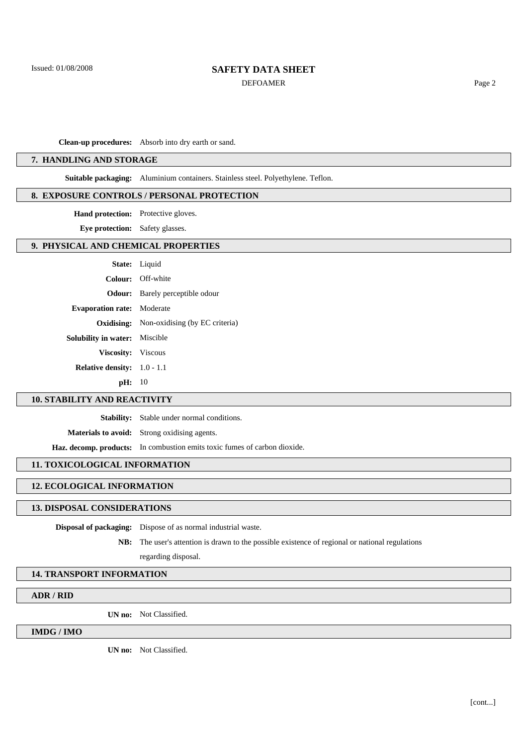**Clean-up procedures:** Absorb into dry earth or sand.

## 7. HANDLING AND STORAGE

**Suitable packaging:** Aluminium containers. Stainless steel. Polyethylene. Teflon.

## 8. EXPOSURE CONTROLS / PERSONAL PROTECTION

**Hand protection:** Protective gloves.

**Eye protection:** Safety glasses.

## 9. PHYSICAL AND CHEMICAL PROPERTIES

**State:** Liquid

**Colour:** Off-white

**Odour:** Barely perceptible odour

**Evaporation rate:** Moderate

**Oxidising:** Non-oxidising (by EC criteria)

**Solubility in water:** Miscible

**Viscosity:** Viscous

**Relative density:** 1.0 - 1.1

**pH:** 10

## 10. STABILITY AND REACTIVITY

**Stability:** Stable under normal conditions.

**Materials to avoid:** Strong oxidising agents.

**Haz. decomp. products:** In combustion emits toxic fumes of carbon dioxide.

## 11. TOXICOLOGICAL INFORMATION

## 12. ECOLOGICAL INFORMATION

## 13. DISPOSAL CONSIDERATIONS

**Disposal of packaging:** Dispose of as normal industrial waste.

**NB:** The user's attention is drawn to the possible existence of regional or national regulations regarding disposal.

## 14. TRANSPORT INFORMATION

### ADR / RID

**UN no:** Not Classified.

### IMDG / IMO

**UN no:** Not Classified.

[cont...]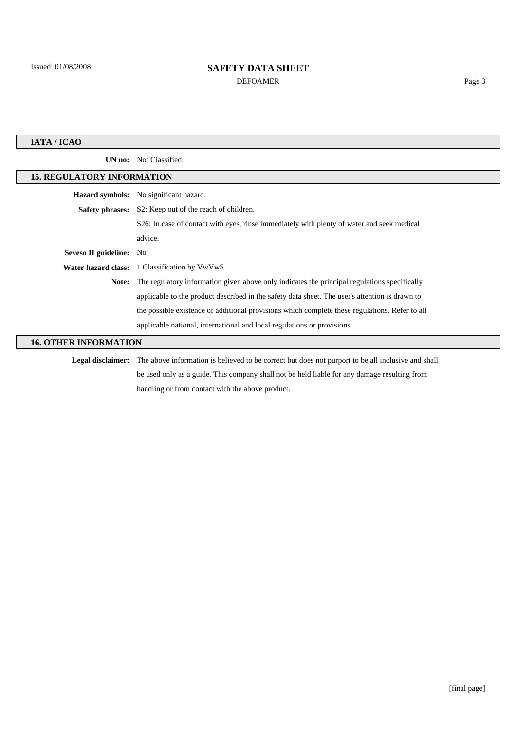## IATA / ICAO

**UN no:** Not Classified.

## 15. REGULATORY INFORMATION

**Hazard symbols:** No significant hazard.

**Safety phrases:** S2: Keep out of the reach of children.

S26: In case of contact with eyes, rinse immediately with plenty of water and seek medical advice.

**Seveso II guideline:** No

**Water hazard class:** 1 Classification by VwVwS

**Note:** The regulatory information given above only indicates the principal regulations specifically applicable to the product described in the safety data sheet. The user's attention is drawn to the possible existence of additional provisions which complete these regulations. Refer to all applicable national, international and local regulations or provisions.

## 16. OTHER INFORMATION

**Legal disclaimer:** The above information is believed to be correct but does not purport to be all inclusive and shall be used only as a guide. This company shall not be held liable for any damage resulting from handling or from contact with the above product.

[final page]